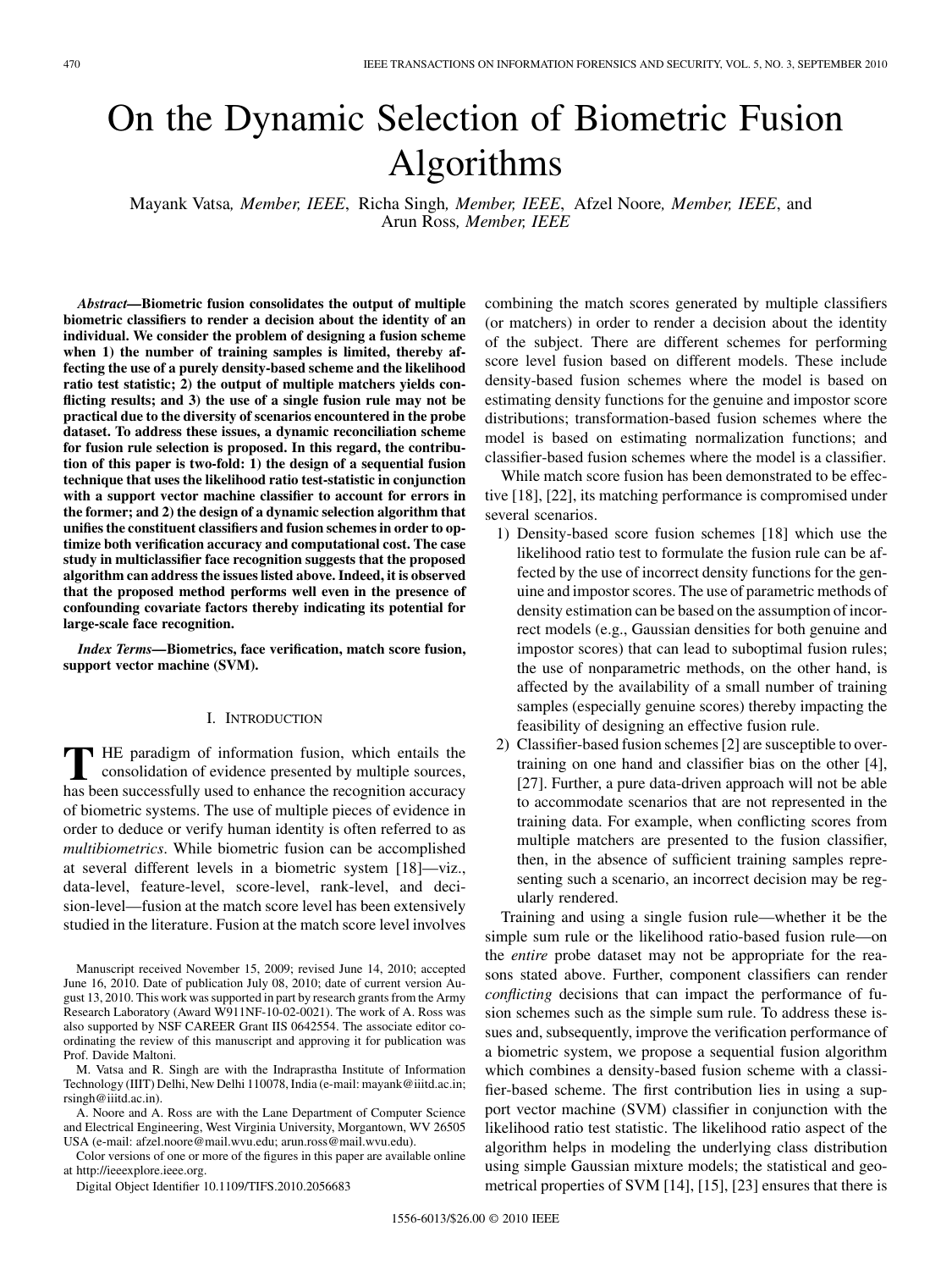# On the Dynamic Selection of Biometric Fusion Algorithms

Mayank Vatsa, *Member, IEEE*, Richa Singh, *Member, IEEE*, Afzel Noore, *Member, IEEE*, and Arun Ross, *Member, IEEE*

***Abstract*—Biometric fusion consolidates the output of multiple biometric classifiers to render a decision about the identity of an individual. We consider the problem of designing a fusion scheme when 1) the number of training samples is limited, thereby affecting the use of a purely density-based scheme and the likelihood ratio test statistic; 2) the output of multiple matchers yields conflicting results; and 3) the use of a single fusion rule may not be practical due to the diversity of scenarios encountered in the probe dataset. To address these issues, a dynamic reconciliation scheme for fusion rule selection is proposed. In this regard, the contribution of this paper is two-fold: 1) the design of a sequential fusion technique that uses the likelihood ratio test-statistic in conjunction with a support vector machine classifier to account for errors in the former; and 2) the design of a dynamic selection algorithm that unifies the constituent classifiers and fusion schemes in order to optimize both verification accuracy and computational cost. The case study in multiclassifier face recognition suggests that the proposed algorithm can address the issues listed above. Indeed, it is observed that the proposed method performs well even in the presence of confounding covariate factors thereby indicating its potential for large-scale face recognition.**

***Index Terms*—Biometrics, face verification, match score fusion, support vector machine (SVM).**

## I. Introduction

THE paradigm of information fusion, which entails the consolidation of evidence presented by multiple sources, has been successfully used to enhance the recognition accuracy of biometric systems. The use of multiple pieces of evidence in order to deduce or verify human identity is often referred to as *multibiometrics*. While biometric fusion can be accomplished at several different levels in a biometric system [18]—viz., data-level, feature-level, score-level, rank-level, and decision-level—fusion at the match score level has been extensively studied in the literature. Fusion at the match score level involves combining the match scores generated by multiple classifiers (or matchers) in order to render a decision about the identity of the subject. There are different schemes for performing score level fusion based on different models. These include density-based fusion schemes where the model is based on estimating density functions for the genuine and impostor score distributions; transformation-based fusion schemes where the model is based on estimating normalization functions; and classifier-based fusion schemes where the model is a classifier.

While match score fusion has been demonstrated to be effective [18], [22], its matching performance is compromised under several scenarios.

1) Density-based score fusion schemes [18] which use the likelihood ratio test to formulate the fusion rule can be affected by the use of incorrect density functions for the genuine and impostor scores. The use of parametric methods of density estimation can be based on the assumption of incorrect models (e.g., Gaussian densities for both genuine and impostor scores) that can lead to suboptimal fusion rules; the use of nonparametric methods, on the other hand, is affected by the availability of a small number of training samples (especially genuine scores) thereby impacting the feasibility of designing an effective fusion rule.
2) Classifier-based fusion schemes [2] are susceptible to overtraining on one hand and classifier bias on the other [4], [27]. Further, a pure data-driven approach will not be able to accommodate scenarios that are not represented in the training data. For example, when conflicting scores from multiple matchers are presented to the fusion classifier, then, in the absence of sufficient training samples representing such a scenario, an incorrect decision may be regularly rendered.

Training and using a single fusion rule—whether it be the simple sum rule or the likelihood ratio-based fusion rule—on the *entire* probe dataset may not be appropriate for the reasons stated above. Further, component classifiers can render *conflicting* decisions that can impact the performance of fusion schemes such as the simple sum rule. To address these issues and, subsequently, improve the verification performance of a biometric system, we propose a sequential fusion algorithm which combines a density-based fusion scheme with a classifier-based scheme. The first contribution lies in using a support vector machine (SVM) classifier in conjunction with the likelihood ratio test statistic. The likelihood ratio aspect of the algorithm helps in modeling the underlying class distribution using simple Gaussian mixture models; the statistical and geometrical properties of SVM [14], [15], [23] ensures that there is

Manuscript received November 15, 2009; revised June 14, 2010; accepted June 16, 2010. Date of publication July 08, 2010; date of current version August 13, 2010. This work was supported in part by research grants from the Army Research Laboratory (Award W911NF-10-02-0021). The work of A. Ross was also supported by NSF CAREER Grant IIS 0642554. The associate editor coordinating the review of this manuscript and approving it for publication was Prof. Davide Maltoni.

M. Vatsa and R. Singh are with the Indraprastha Institute of Information Technology (IIIT) Delhi, New Delhi 110078, India (e-mail: mayank@iiitd.ac.in; rsingh@iiitd.ac.in).

A. Noore and A. Ross are with the Lane Department of Computer Science and Electrical Engineering, West Virginia University, Morgantown, WV 26505 USA (e-mail: afzel.noore@mail.wvu.edu; arun.ross@mail.wvu.edu).

Color versions of one or more of the figures in this paper are available online at http://ieeexplore.ieee.org.

Digital Object Identifier 10.1109/TIFS.2010.2056683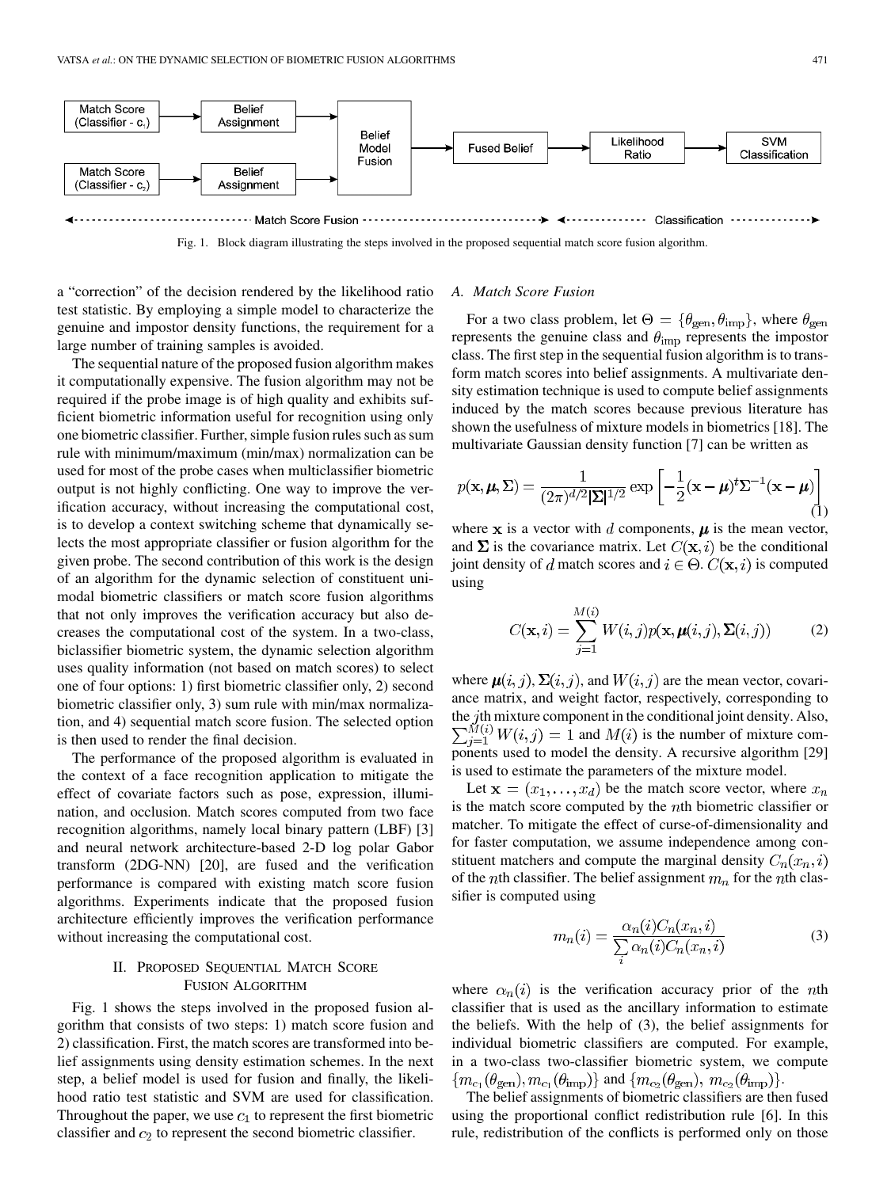Fig. 1. Block diagram illustrating the steps involved in the proposed sequential match score fusion algorithm.

a "correction" of the decision rendered by the likelihood ratio test statistic. By employing a simple model to characterize the genuine and impostor density functions, the requirement for a large number of training samples is avoided.

The sequential nature of the proposed fusion algorithm makes it computationally expensive. The fusion algorithm may not be required if the probe image is of high quality and exhibits sufficient biometric information useful for recognition using only one biometric classifier. Further, simple fusion rules such as sum rule with minimum/maximum (min/max) normalization can be used for most of the probe cases when multiclassifier biometric output is not highly conflicting. One way to improve the verification accuracy, without increasing the computational cost, is to develop a context switching scheme that dynamically selects the most appropriate classifier or fusion algorithm for the given probe. The second contribution of this work is the design of an algorithm for the dynamic selection of constituent unimodal biometric classifiers or match score fusion algorithms that not only improves the verification accuracy but also decreases the computational cost of the system. In a two-class, biclassifier biometric system, the dynamic selection algorithm uses quality information (not based on match scores) to select one of four options: 1) first biometric classifier only, 2) second biometric classifier only, 3) sum rule with min/max normalization, and 4) sequential match score fusion. The selected option is then used to render the final decision.

The performance of the proposed algorithm is evaluated in the context of a face recognition application to mitigate the effect of covariate factors such as pose, expression, illumination, and occlusion. Match scores computed from two face recognition algorithms, namely local binary pattern (LBF) [3] and neural network architecture-based 2-D log polar Gabor transform (2DG-NN) [20], are fused and the verification performance is compared with existing match score fusion algorithms. Experiments indicate that the proposed fusion architecture efficiently improves the verification performance without increasing the computational cost.

## II. Proposed Sequential Match Score Fusion Algorithm

Fig. 1 shows the steps involved in the proposed fusion algorithm that consists of two steps: 1) match score fusion and 2) classification. First, the match scores are transformed into belief assignments using density estimation schemes. In the next step, a belief model is used for fusion and finally, the likelihood ratio test statistic and SVM are used for classification. Throughout the paper, we use $c_1$ to represent the first biometric classifier and $c_2$ to represent the second biometric classifier.

### A. Match Score Fusion

For a two class problem, let $\Theta = \{\theta_{\text{gen}}, \theta_{\text{imp}}\}$, where $\theta_{\text{gen}}$ represents the genuine class and $\theta_{\text{imp}}$ represents the impostor class. The first step in the sequential fusion algorithm is to transform match scores into belief assignments. A multivariate density estimation technique is used to compute belief assignments induced by the match scores because previous literature has shown the usefulness of mixture models in biometrics [18]. The multivariate Gaussian density function [7] can be written as

$$p(\mathbf{x}, \boldsymbol{\mu}, \boldsymbol{\Sigma}) = \frac{1}{(2\pi)^{d/2}|\boldsymbol{\Sigma}|^{1/2}} \exp\left[-\frac{1}{2}(\mathbf{x}-\boldsymbol{\mu})^t \Sigma^{-1}(\mathbf{x}-\boldsymbol{\mu})\right] \tag{1}$$

where $\mathbf{x}$ is a vector with $d$ components, $\boldsymbol{\mu}$ is the mean vector, and $\boldsymbol{\Sigma}$ is the covariance matrix. Let $C(\mathbf{x}, i)$ be the conditional joint density of $d$ match scores and $i \in \Theta$. $C(\mathbf{x}, i)$ is computed using

$$C(\mathbf{x}, i) = \sum_{j=1}^{M(i)} W(i,j) p(\mathbf{x}, \boldsymbol{\mu}(i,j), \boldsymbol{\Sigma}(i,j)) \tag{2}$$

where $\boldsymbol{\mu}(i,j)$, $\boldsymbol{\Sigma}(i,j)$, and $W(i,j)$ are the mean vector, covariance matrix, and weight factor, respectively, corresponding to the $j$th mixture component in the conditional joint density. Also, $\sum_{j=1}^{M(i)} W(i,j) = 1$ and $M(i)$ is the number of mixture components used to model the density. A recursive algorithm [29] is used to estimate the parameters of the mixture model.

Let $\mathbf{x} = (x_1, \ldots, x_d)$ be the match score vector, where $x_n$ is the match score computed by the $n$th biometric classifier or matcher. To mitigate the effect of curse-of-dimensionality and for faster computation, we assume independence among constituent matchers and compute the marginal density $C_n(x_n, i)$ of the $n$th classifier. The belief assignment $m_n$ for the $n$th classifier is computed using

$$m_n(i) = \frac{\alpha_n(i) C_n(x_n, i)}{\sum_i \alpha_n(i) C_n(x_n, i)} \tag{3}$$

where $\alpha_n(i)$ is the verification accuracy prior of the $n$th classifier that is used as the ancillary information to estimate the beliefs. With the help of (3), the belief assignments for individual biometric classifiers are computed. For example, in a two-class two-classifier biometric system, we compute $\{m_{c_1}(\theta_{\text{gen}}), m_{c_1}(\theta_{\text{imp}})\}$ and $\{m_{c_2}(\theta_{\text{gen}}), m_{c_2}(\theta_{\text{imp}})\}$.

The belief assignments of biometric classifiers are then fused using the proportional conflict redistribution rule [6]. In this rule, redistribution of the conflicts is performed only on those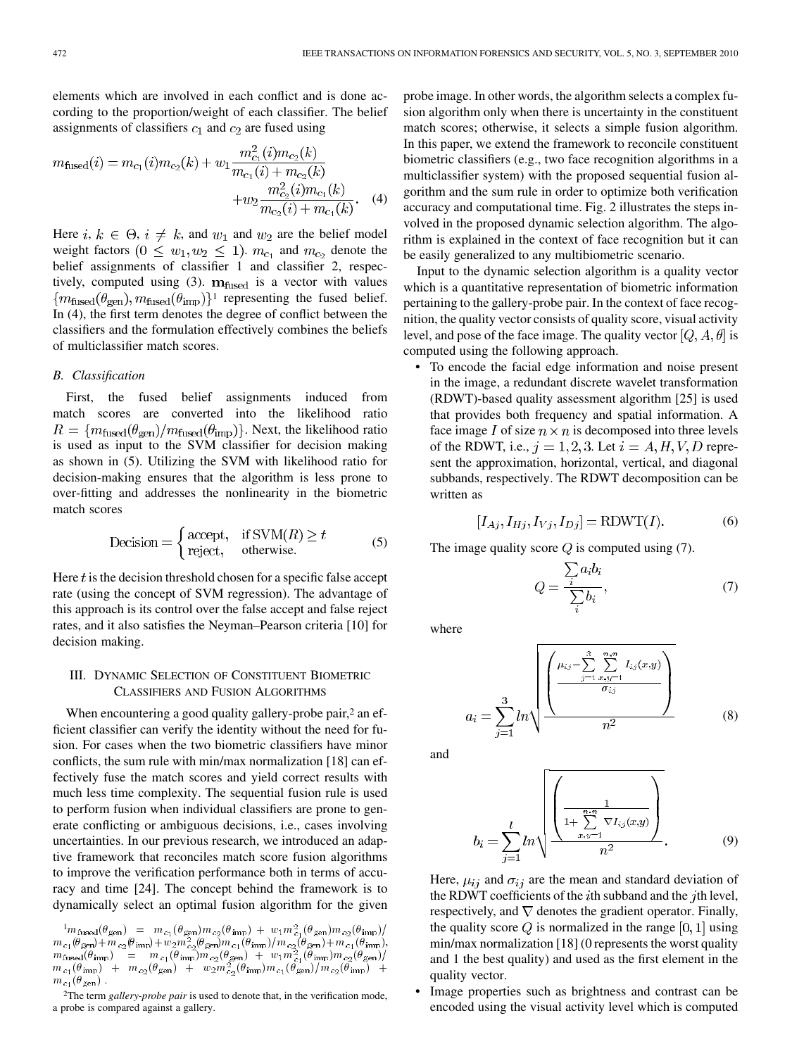elements which are involved in each conflict and is done according to the proportion/weight of each classifier. The belief assignments of classifiers $c_1$ and $c_2$ are fused using

$$m_{\text{fused}}(i) = m_{c_1}(i)m_{c_2}(k) + w_1 \frac{m_{c_1}^2(i)m_{c_2}(k)}{m_{c_1}(i) + m_{c_2}(k)} + w_2 \frac{m_{c_2}^2(i)m_{c_1}(k)}{m_{c_2}(i) + m_{c_1}(k)}. \quad (4)$$

Here $i, k \in \Theta$, $i \neq k$, and $w_1$ and $w_2$ are the belief model weight factors ($0 \leq w_1, w_2 \leq 1$). $m_{c_1}$ and $m_{c_2}$ denote the belief assignments of classifier 1 and classifier 2, respectively, computed using (3). $\mathbf{m}_{\text{fused}}$ is a vector with values $\{m_{\text{fused}}(\theta_{\text{gen}}), m_{\text{fused}}(\theta_{\text{imp}})\}$[1] representing the fused belief. In (4), the first term denotes the degree of conflict between the classifiers and the formulation effectively combines the beliefs of multiclassifier match scores.

### B. Classification

First, the fused belief assignments induced from match scores are converted into the likelihood ratio $R = \{m_{\text{fused}}(\theta_{\text{gen}})/m_{\text{fused}}(\theta_{\text{imp}})\}$. Next, the likelihood ratio is used as input to the SVM classifier for decision making as shown in (5). Utilizing the SVM with likelihood ratio for decision-making ensures that the algorithm is less prone to over-fitting and addresses the nonlinearity in the biometric match scores

$$\text{Decision} = \begin{cases} \text{accept}, & \text{if SVM}(R) \geq t \\ \text{reject}, & \text{otherwise.} \end{cases} \quad (5)$$

Here $t$ is the decision threshold chosen for a specific false accept rate (using the concept of SVM regression). The advantage of this approach is its control over the false accept and false reject rates, and it also satisfies the Neyman–Pearson criteria [10] for decision making.

## III. Dynamic Selection of Constituent Biometric Classifiers and Fusion Algorithms

When encountering a good quality gallery-probe pair,[2] an efficient classifier can verify the identity without the need for fusion. For cases when the two biometric classifiers have minor conflicts, the sum rule with min/max normalization [18] can effectively fuse the match scores and yield correct results with much less time complexity. The sequential fusion rule is used to perform fusion when individual classifiers are prone to generate conflicting or ambiguous decisions, i.e., cases involving uncertainties. In our previous research, we introduced an adaptive framework that reconciles match score fusion algorithms to improve the verification performance both in terms of accuracy and time [24]. The concept behind the framework is to dynamically select an optimal fusion algorithm for the given probe image. In other words, the algorithm selects a complex fusion algorithm only when there is uncertainty in the constituent match scores; otherwise, it selects a simple fusion algorithm. In this paper, we extend the framework to reconcile constituent biometric classifiers (e.g., two face recognition algorithms in a multiclassifier system) with the proposed sequential fusion algorithm and the sum rule in order to optimize both verification accuracy and computational time. Fig. 2 illustrates the steps involved in the proposed dynamic selection algorithm. The algorithm is explained in the context of face recognition but it can be easily generalized to any multibiometric scenario.

Input to the dynamic selection algorithm is a quality vector which is a quantitative representation of biometric information pertaining to the gallery-probe pair. In the context of face recognition, the quality vector consists of quality score, visual activity level, and pose of the face image. The quality vector $[Q, A, \theta]$ is computed using the following approach.

- To encode the facial edge information and noise present in the image, a redundant discrete wavelet transformation (RDWT)-based quality assessment algorithm [25] is used that provides both frequency and spatial information. A face image $I$ of size $n \times n$ is decomposed into three levels of the RDWT, i.e., $j = 1, 2, 3$. Let $i = A, H, V, D$ represent the approximation, horizontal, vertical, and diagonal subbands, respectively. The RDWT decomposition can be written as

$$[I_{Aj}, I_{Hj}, I_{Vj}, I_{Dj}] = \text{RDWT}(I). \quad (6)$$

The image quality score $Q$ is computed using (7).

$$Q = \frac{\sum_i a_i b_i}{\sum_i b_i}, \quad (7)$$

where

$$a_i = \sum_{j=1}^{3} ln \sqrt{\frac{\left( \frac{\mu_{ij} - \sum_{j=1}^{3} \sum_{x,y=1}^{n,n} I_{ij}(x,y)}{\sigma_{ij}} \right)}{n^2}} \quad (8)$$

and

$$b_i = \sum_{j=1}^{l} ln \sqrt{\frac{\left( \frac{1}{1 + \sum_{x,y=1}^{n,n} \nabla I_{ij}(x,y)} \right)}{n^2}}. \quad (9)$$

Here, $\mu_{ij}$ and $\sigma_{ij}$ are the mean and standard deviation of the RDWT coefficients of the $i$th subband and the $j$th level, respectively, and $\nabla$ denotes the gradient operator. Finally, the quality score $Q$ is normalized in the range $[0, 1]$ using min/max normalization [18] (0 represents the worst quality and 1 the best quality) and used as the first element in the quality vector.

- Image properties such as brightness and contrast can be encoded using the visual activity level which is computed

---

[1] $m_{\text{fused}}(\theta_{\text{gen}}) = m_{c_1}(\theta_{\text{gen}})m_{c_2}(\theta_{\text{imp}}) + w_1 m_{c_1}^2(\theta_{\text{gen}})m_{c_2}(\theta_{\text{imp}})/m_{c_1}(\theta_{\text{gen}}) + m_{c_2}(\theta_{\text{imp}}) + w_2 m_{c_2}^2(\theta_{\text{gen}})m_{c_1}(\theta_{\text{imp}})/m_{c_2}(\theta_{\text{gen}}) + m_{c_1}(\theta_{\text{imp}})$, $m_{\text{fused}}(\theta_{\text{imp}}) = m_{c_1}(\theta_{\text{imp}})m_{c_2}(\theta_{\text{gen}}) + w_1 m_{c_1}^2(\theta_{\text{imp}})m_{c_2}(\theta_{\text{gen}})/m_{c_1}(\theta_{\text{imp}}) + m_{c_2}(\theta_{\text{gen}}) + w_2 m_{c_2}^2(\theta_{\text{imp}})m_{c_1}(\theta_{\text{gen}})/m_{c_2}(\theta_{\text{imp}}) + m_{c_1}(\theta_{\text{gen}})$.

[2] The term *gallery-probe pair* is used to denote that, in the verification mode, a probe is compared against a gallery.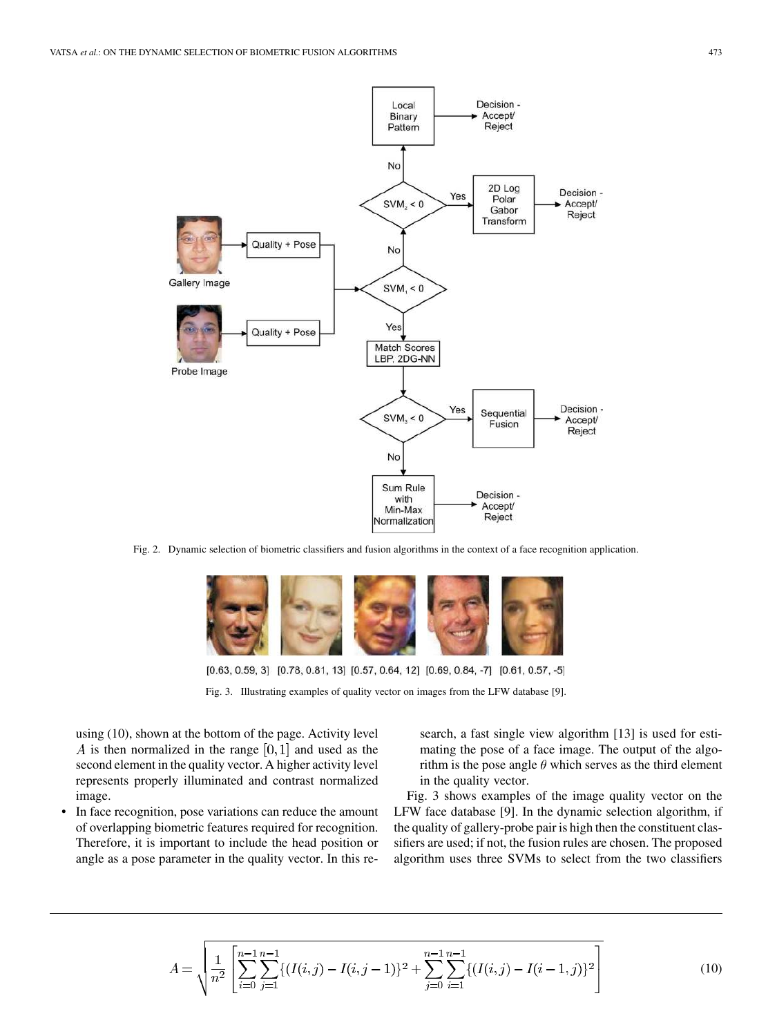Fig. 2. Dynamic selection of biometric classifiers and fusion algorithms in the context of a face recognition application.

[0.63, 0.59, 3] [0.78, 0.81, 13] [0.57, 0.64, 12] [0.69, 0.84, -7] [0.61, 0.57, -5]

Fig. 3. Illustrating examples of quality vector on images from the LFW database [9].

using (10), shown at the bottom of the page. Activity level $A$ is then normalized in the range $[0, 1]$ and used as the second element in the quality vector. A higher activity level represents properly illuminated and contrast normalized image.

- In face recognition, pose variations can reduce the amount of overlapping biometric features required for recognition. Therefore, it is important to include the head position or angle as a pose parameter in the quality vector. In this research, a fast single view algorithm [13] is used for estimating the pose of a face image. The output of the algorithm is the pose angle $\theta$ which serves as the third element in the quality vector.

Fig. 3 shows examples of the image quality vector on the LFW face database [9]. In the dynamic selection algorithm, if the quality of gallery-probe pair is high then the constituent classifiers are used; if not, the fusion rules are chosen. The proposed algorithm uses three SVMs to select from the two classifiers

$$A = \sqrt{\frac{1}{n^2}\left[\sum_{i=0}^{n-1}\sum_{j=1}^{n-1}\{(I(i,j) - I(i,j-1)\}^2 + \sum_{j=0}^{n-1}\sum_{i=1}^{n-1}\{(I(i,j) - I(i-1,j)\}^2\right]} \tag{10}$$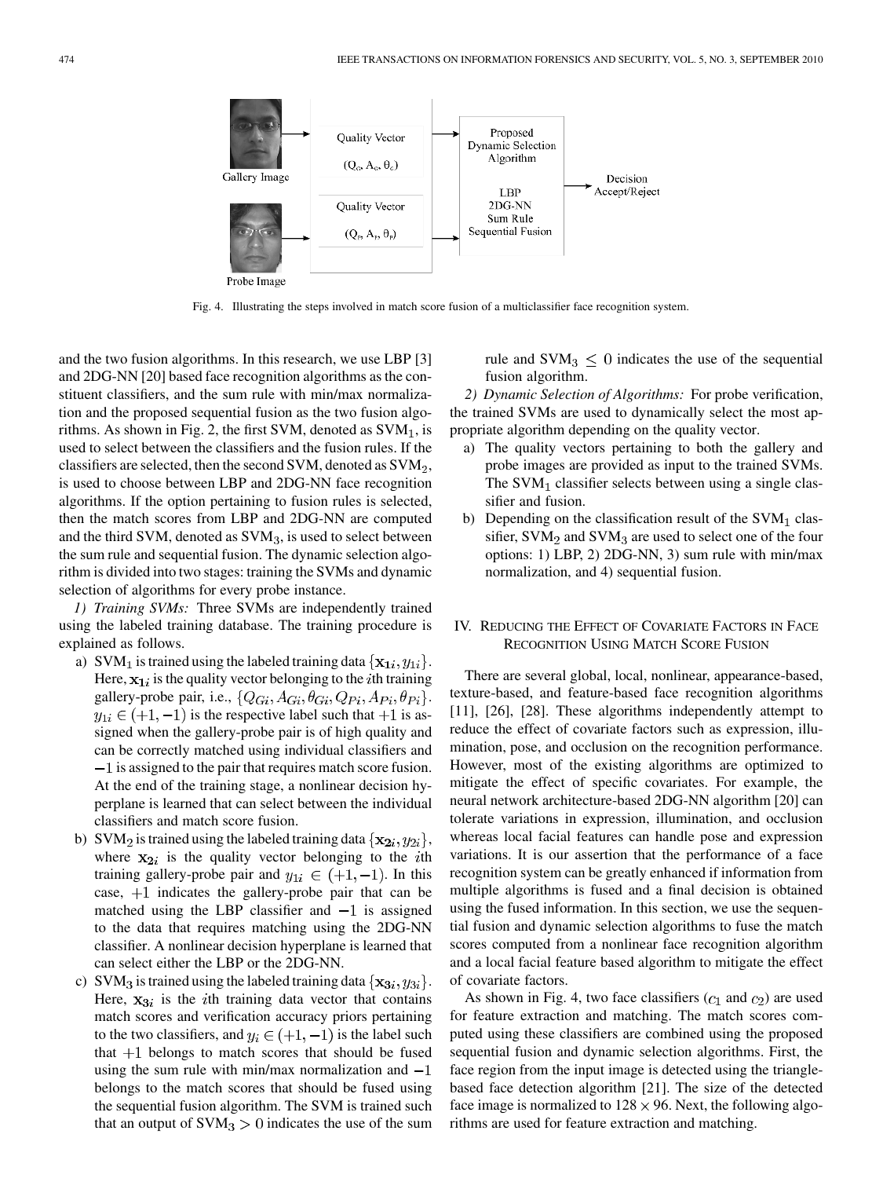Fig. 4. Illustrating the steps involved in match score fusion of a multiclassifier face recognition system.

and the two fusion algorithms. In this research, we use LBP [3] and 2DG-NN [20] based face recognition algorithms as the constituent classifiers, and the sum rule with min/max normalization and the proposed sequential fusion as the two fusion algorithms. As shown in Fig. 2, the first SVM, denoted as $SVM_1$, is used to select between the classifiers and the fusion rules. If the classifiers are selected, then the second SVM, denoted as $SVM_2$, is used to choose between LBP and 2DG-NN face recognition algorithms. If the option pertaining to fusion rules is selected, then the match scores from LBP and 2DG-NN are computed and the third SVM, denoted as $SVM_3$, is used to select between the sum rule and sequential fusion. The dynamic selection algorithm is divided into two stages: training the SVMs and dynamic selection of algorithms for every probe instance.

*1) Training SVMs:* Three SVMs are independently trained using the labeled training database. The training procedure is explained as follows.

a) $SVM_1$ is trained using the labeled training data $\{\mathbf{x_{1}}_i, y_{1i}\}$. Here, $\mathbf{x_{1}}_i$ is the quality vector belonging to the $i$th training gallery-probe pair, i.e., $\{Q_{Gi}, A_{Gi}, \theta_{Gi}, Q_{Pi}, A_{Pi}, \theta_{Pi}\}$. $y_{1i} \in (+1, -1)$ is the respective label such that $+1$ is assigned when the gallery-probe pair is of high quality and can be correctly matched using individual classifiers and $-1$ is assigned to the pair that requires match score fusion. At the end of the training stage, a nonlinear decision hyperplane is learned that can select between the individual classifiers and match score fusion.

b) $SVM_2$ is trained using the labeled training data $\{\mathbf{x_{2}}_i, y_{2i}\}$, where $\mathbf{x_{2}}_i$ is the quality vector belonging to the $i$th training gallery-probe pair and $y_{1i} \in (+1, -1)$. In this case, $+1$ indicates the gallery-probe pair that can be matched using the LBP classifier and $-1$ is assigned to the data that requires matching using the 2DG-NN classifier. A nonlinear decision hyperplane is learned that can select either the LBP or the 2DG-NN.

c) $SVM_3$ is trained using the labeled training data $\{\mathbf{x_{3}}_i, y_{3i}\}$. Here, $\mathbf{x_{3}}_i$ is the $i$th training data vector that contains match scores and verification accuracy priors pertaining to the two classifiers, and $y_i \in (+1, -1)$ is the label such that $+1$ belongs to match scores that should be fused using the sum rule with min/max normalization and $-1$ belongs to the match scores that should be fused using the sequential fusion algorithm. The SVM is trained such that an output of $SVM_3 > 0$ indicates the use of the sum rule and $SVM_3 \leq 0$ indicates the use of the sequential fusion algorithm.

*2) Dynamic Selection of Algorithms:* For probe verification, the trained SVMs are used to dynamically select the most appropriate algorithm depending on the quality vector.

a) The quality vectors pertaining to both the gallery and probe images are provided as input to the trained SVMs. The $SVM_1$ classifier selects between using a single classifier and fusion.

b) Depending on the classification result of the $SVM_1$ classifier, $SVM_2$ and $SVM_3$ are used to select one of the four options: 1) LBP, 2) 2DG-NN, 3) sum rule with min/max normalization, and 4) sequential fusion.

## IV. Reducing the Effect of Covariate Factors in Face Recognition Using Match Score Fusion

There are several global, local, nonlinear, appearance-based, texture-based, and feature-based face recognition algorithms [11], [26], [28]. These algorithms independently attempt to reduce the effect of covariate factors such as expression, illumination, pose, and occlusion on the recognition performance. However, most of the existing algorithms are optimized to mitigate the effect of specific covariates. For example, the neural network architecture-based 2DG-NN algorithm [20] can tolerate variations in expression, illumination, and occlusion whereas local facial features can handle pose and expression variations. It is our assertion that the performance of a face recognition system can be greatly enhanced if information from multiple algorithms is fused and a final decision is obtained using the fused information. In this section, we use the sequential fusion and dynamic selection algorithms to fuse the match scores computed from a nonlinear face recognition algorithm and a local facial feature based algorithm to mitigate the effect of covariate factors.

As shown in Fig. 4, two face classifiers ($c_1$ and $c_2$) are used for feature extraction and matching. The match scores computed using these classifiers are combined using the proposed sequential fusion and dynamic selection algorithms. First, the face region from the input image is detected using the triangle-based face detection algorithm [21]. The size of the detected face image is normalized to $128 \times 96$. Next, the following algorithms are used for feature extraction and matching.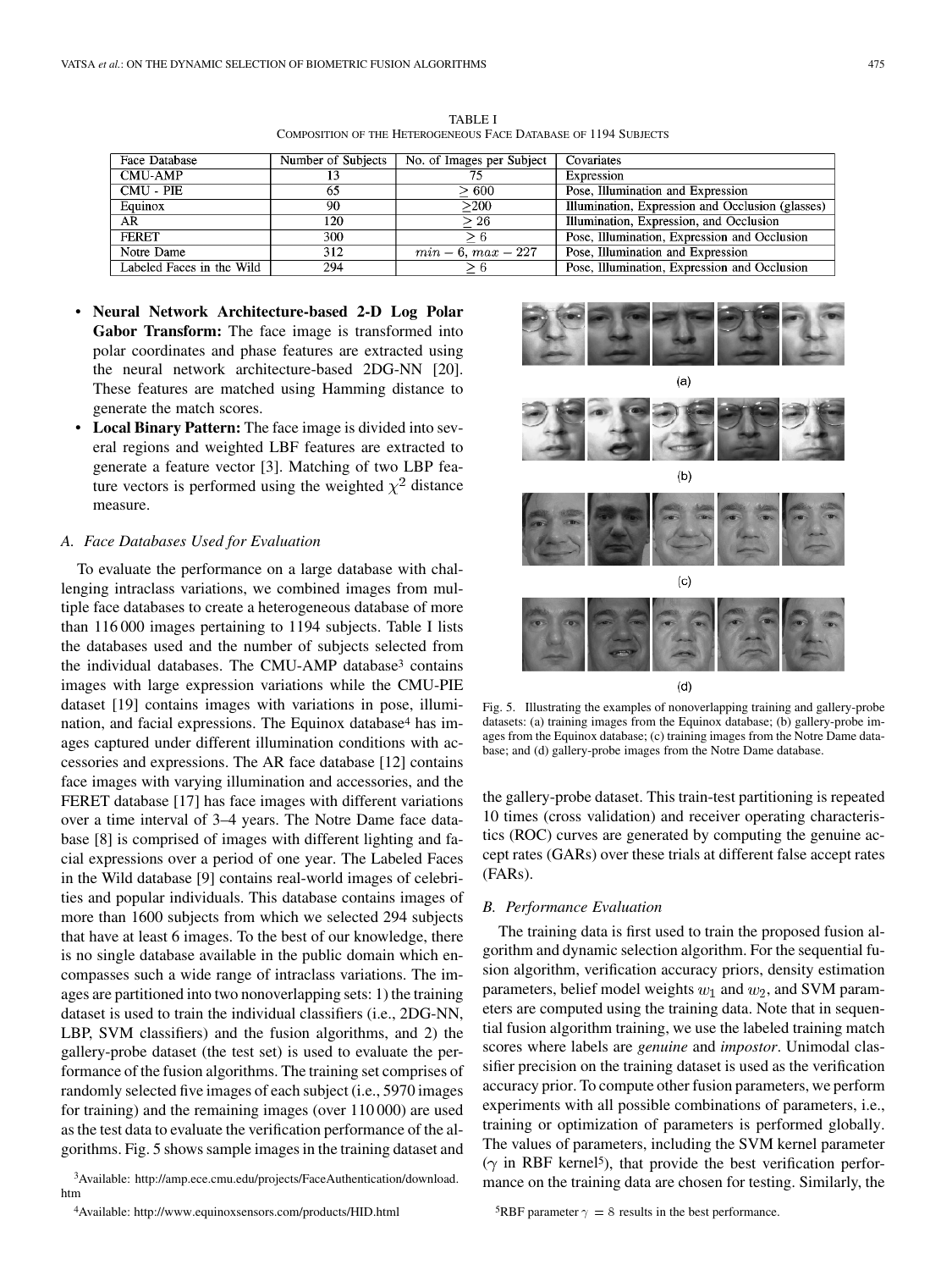TABLE I
COMPOSITION OF THE HETEROGENEOUS FACE DATABASE OF 1194 SUBJECTS

| Face Database | Number of Subjects | No. of Images per Subject | Covariates |
|---|---|---|---|
| CMU-AMP | 13 | 75 | Expression |
| CMU - PIE | 65 | $\geq 600$ | Pose, Illumination and Expression |
| Equinox | 90 | $\geq 200$ | Illumination, Expression and Occlusion (glasses) |
| AR | 120 | $\geq 26$ | Illumination, Expression, and Occlusion |
| FERET | 300 | $\geq 6$ | Pose, Illumination, Expression and Occlusion |
| Notre Dame | 312 | $min - 6$, $max - 227$ | Pose, Illumination and Expression |
| Labeled Faces in the Wild | 294 | $\geq 6$ | Pose, Illumination, Expression and Occlusion |

- **Neural Network Architecture-based 2-D Log Polar Gabor Transform:** The face image is transformed into polar coordinates and phase features are extracted using the neural network architecture-based 2DG-NN [20]. These features are matched using Hamming distance to generate the match scores.
- **Local Binary Pattern:** The face image is divided into several regions and weighted LBF features are extracted to generate a feature vector [3]. Matching of two LBP feature vectors is performed using the weighted $\chi^2$ distance measure.

### A. Face Databases Used for Evaluation

To evaluate the performance on a large database with challenging intraclass variations, we combined images from multiple face databases to create a heterogeneous database of more than 116 000 images pertaining to 1194 subjects. Table I lists the databases used and the number of subjects selected from the individual databases. The CMU-AMP database[3] contains images with large expression variations while the CMU-PIE dataset [19] contains images with variations in pose, illumination, and facial expressions. The Equinox database[4] has images captured under different illumination conditions with accessories and expressions. The AR face database [12] contains face images with varying illumination and accessories, and the FERET database [17] has face images with different variations over a time interval of 3–4 years. The Notre Dame face database [8] is comprised of images with different lighting and facial expressions over a period of one year. The Labeled Faces in the Wild database [9] contains real-world images of celebrities and popular individuals. This database contains images of more than 1600 subjects from which we selected 294 subjects that have at least 6 images. To the best of our knowledge, there is no single database available in the public domain which encompasses such a wide range of intraclass variations. The images are partitioned into two nonoverlapping sets: 1) the training dataset is used to train the individual classifiers (i.e., 2DG-NN, LBP, SVM classifiers) and the fusion algorithms, and 2) the gallery-probe dataset (the test set) is used to evaluate the performance of the fusion algorithms. The training set comprises of randomly selected five images of each subject (i.e., 5970 images for training) and the remaining images (over 110 000) are used as the test data to evaluate the verification performance of the algorithms. Fig. 5 shows sample images in the training dataset and the gallery-probe dataset. This train-test partitioning is repeated 10 times (cross validation) and receiver operating characteristics (ROC) curves are generated by computing the genuine accept rates (GARs) over these trials at different false accept rates (FARs).

Fig. 5. Illustrating the examples of nonoverlapping training and gallery-probe datasets: (a) training images from the Equinox database; (b) gallery-probe images from the Equinox database; (c) training images from the Notre Dame database; and (d) gallery-probe images from the Notre Dame database.

### B. Performance Evaluation

The training data is first used to train the proposed fusion algorithm and dynamic selection algorithm. For the sequential fusion algorithm, verification accuracy priors, density estimation parameters, belief model weights $w_1$ and $w_2$, and SVM parameters are computed using the training data. Note that in sequential fusion algorithm training, we use the labeled training match scores where labels are *genuine* and *impostor*. Unimodal classifier precision on the training dataset is used as the verification accuracy prior. To compute other fusion parameters, we perform experiments with all possible combinations of parameters, i.e., training or optimization of parameters is performed globally. The values of parameters, including the SVM kernel parameter ($\gamma$ in RBF kernel[5]), that provide the best verification performance on the training data are chosen for testing. Similarly, the

[3]Available: http://amp.ece.cmu.edu/projects/FaceAuthentication/download.htm

[4]Available: http://www.equinoxsensors.com/products/HID.html

[5]RBF parameter $\gamma = 8$ results in the best performance.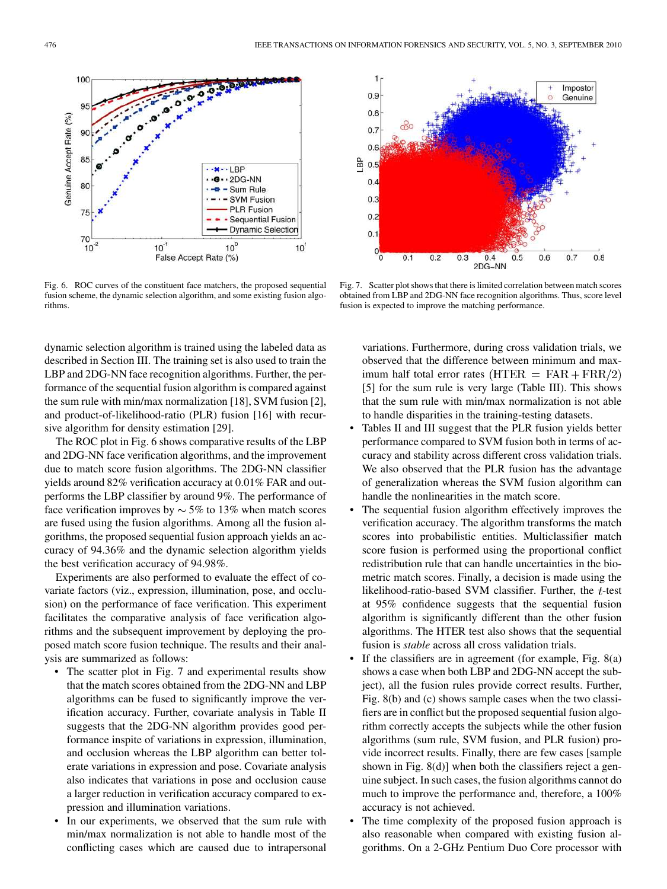100
95
90
85
80
75
70
Genuine Accept Rate (%)
$10^{-2}$
$10^{-1}$
$10^{0}$
$10^{1}$
False Accept Rate (%)
LBP
2DG-NN
Sum Rule
SVM Fusion
PLR Fusion
Sequential Fusion
Dynamic Selection

Fig. 6. ROC curves of the constituent face matchers, the proposed sequential fusion scheme, the dynamic selection algorithm, and some existing fusion algorithms.

1
0.9
0.8
0.7
0.6
0.5
0.4
0.3
0.2
0.1
0
LBP
0
0.1
0.2
0.3
0.4
0.5
0.6
0.7
0.8
2DG–NN
Impostor
Genuine

Fig. 7. Scatter plot shows that there is limited correlation between match scores obtained from LBP and 2DG-NN face recognition algorithms. Thus, score level fusion is expected to improve the matching performance.

dynamic selection algorithm is trained using the labeled data as described in Section III. The training set is also used to train the LBP and 2DG-NN face recognition algorithms. Further, the performance of the sequential fusion algorithm is compared against the sum rule with min/max normalization [18], SVM fusion [2], and product-of-likelihood-ratio (PLR) fusion [16] with recursive algorithm for density estimation [29].

The ROC plot in Fig. 6 shows comparative results of the LBP and 2DG-NN face verification algorithms, and the improvement due to match score fusion algorithms. The 2DG-NN classifier yields around 82% verification accuracy at 0.01% FAR and outperforms the LBP classifier by around 9%. The performance of face verification improves by $\sim 5\%$ to 13% when match scores are fused using the fusion algorithms. Among all the fusion algorithms, the proposed sequential fusion approach yields an accuracy of 94.36% and the dynamic selection algorithm yields the best verification accuracy of 94.98%.

Experiments are also performed to evaluate the effect of covariate factors (viz., expression, illumination, pose, and occlusion) on the performance of face verification. This experiment facilitates the comparative analysis of face verification algorithms and the subsequent improvement by deploying the proposed match score fusion technique. The results and their analysis are summarized as follows:

- The scatter plot in Fig. 7 and experimental results show that the match scores obtained from the 2DG-NN and LBP algorithms can be fused to significantly improve the verification accuracy. Further, covariate analysis in Table II suggests that the 2DG-NN algorithm provides good performance inspite of variations in expression, illumination, and occlusion whereas the LBP algorithm can better tolerate variations in expression and pose. Covariate analysis also indicates that variations in pose and occlusion cause a larger reduction in verification accuracy compared to expression and illumination variations.
- In our experiments, we observed that the sum rule with min/max normalization is not able to handle most of the conflicting cases which are caused due to intrapersonal variations. Furthermore, during cross validation trials, we observed that the difference between minimum and maximum half total error rates $(\mathrm{HTER} = \mathrm{FAR} + \mathrm{FRR}/2)$ [5] for the sum rule is very large (Table III). This shows that the sum rule with min/max normalization is not able to handle disparities in the training-testing datasets.
- Tables II and III suggest that the PLR fusion yields better performance compared to SVM fusion both in terms of accuracy and stability across different cross validation trials. We also observed that the PLR fusion has the advantage of generalization whereas the SVM fusion algorithm can handle the nonlinearities in the match score.
- The sequential fusion algorithm effectively improves the verification accuracy. The algorithm transforms the match scores into probabilistic entities. Multiclassifier match score fusion is performed using the proportional conflict redistribution rule that can handle uncertainties in the biometric match scores. Finally, a decision is made using the likelihood-ratio-based SVM classifier. Further, the $t$-test at 95% confidence suggests that the sequential fusion algorithm is significantly different than the other fusion algorithms. The HTER test also shows that the sequential fusion is *stable* across all cross validation trials.
- If the classifiers are in agreement (for example, Fig. 8(a) shows a case when both LBP and 2DG-NN accept the subject), all the fusion rules provide correct results. Further, Fig. 8(b) and (c) shows sample cases when the two classifiers are in conflict but the proposed sequential fusion algorithm correctly accepts the subjects while the other fusion algorithms (sum rule, SVM fusion, and PLR fusion) provide incorrect results. Finally, there are few cases [sample shown in Fig. 8(d)] when both the classifiers reject a genuine subject. In such cases, the fusion algorithms cannot do much to improve the performance and, therefore, a 100% accuracy is not achieved.
- The time complexity of the proposed fusion approach is also reasonable when compared with existing fusion algorithms. On a 2-GHz Pentium Duo Core processor with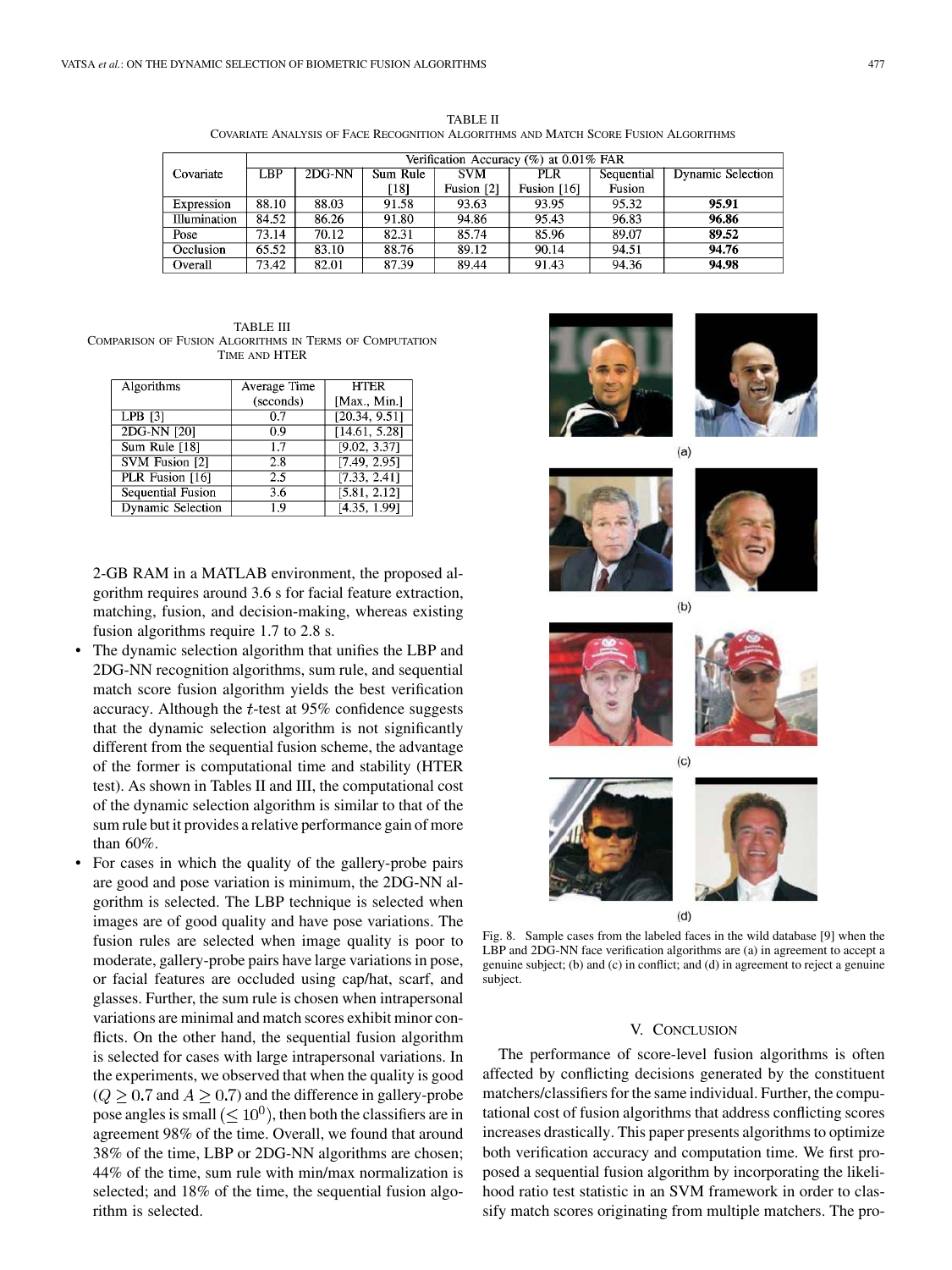TABLE II
COVARIATE ANALYSIS OF FACE RECOGNITION ALGORITHMS AND MATCH SCORE FUSION ALGORITHMS

| Covariate | Verification Accuracy (%) at 0.01% FAR | | | | | | |
|---|---|---|---|---|---|---|---|
| | LBP | 2DG-NN | Sum Rule [18] | SVM Fusion [2] | PLR Fusion [16] | Sequential Fusion | Dynamic Selection |
| Expression | 88.10 | 88.03 | 91.58 | 93.63 | 93.95 | 95.32 | **95.91** |
| Illumination | 84.52 | 86.26 | 91.80 | 94.86 | 95.43 | 96.83 | **96.86** |
| Pose | 73.14 | 70.12 | 82.31 | 85.74 | 85.96 | 89.07 | **89.52** |
| Occlusion | 65.52 | 83.10 | 88.76 | 89.12 | 90.14 | 94.51 | **94.76** |
| Overall | 73.42 | 82.01 | 87.39 | 89.44 | 91.43 | 94.36 | **94.98** |

TABLE III
COMPARISON OF FUSION ALGORITHMS IN TERMS OF COMPUTATION TIME AND HTER

| Algorithms | Average Time (seconds) | HTER [Max., Min.] |
|---|---|---|
| LPB [3] | 0.7 | [20.34, 9.51] |
| 2DG-NN [20] | 0.9 | [14.61, 5.28] |
| Sum Rule [18] | 1.7 | [9.02, 3.37] |
| SVM Fusion [2] | 2.8 | [7.49, 2.95] |
| PLR Fusion [16] | 2.5 | [7.33, 2.41] |
| Sequential Fusion | 3.6 | [5.81, 2.12] |
| Dynamic Selection | 1.9 | [4.35, 1.99] |

2-GB RAM in a MATLAB environment, the proposed algorithm requires around 3.6 s for facial feature extraction, matching, fusion, and decision-making, whereas existing fusion algorithms require 1.7 to 2.8 s.

- The dynamic selection algorithm that unifies the LBP and 2DG-NN recognition algorithms, sum rule, and sequential match score fusion algorithm yields the best verification accuracy. Although the $t$-test at 95% confidence suggests that the dynamic selection algorithm is not significantly different from the sequential fusion scheme, the advantage of the former is computational time and stability (HTER test). As shown in Tables II and III, the computational cost of the dynamic selection algorithm is similar to that of the sum rule but it provides a relative performance gain of more than 60%.
- For cases in which the quality of the gallery-probe pairs are good and pose variation is minimum, the 2DG-NN algorithm is selected. The LBP technique is selected when images are of good quality and have pose variations. The fusion rules are selected when image quality is poor to moderate, gallery-probe pairs have large variations in pose, or facial features are occluded using cap/hat, scarf, and glasses. Further, the sum rule is chosen when intrapersonal variations are minimal and match scores exhibit minor conflicts. On the other hand, the sequential fusion algorithm is selected for cases with large intrapersonal variations. In the experiments, we observed that when the quality is good ($Q \geq 0.7$ and $A \geq 0.7$) and the difference in gallery-probe pose angles is small ($\leq 10^0$), then both the classifiers are in agreement 98% of the time. Overall, we found that around 38% of the time, LBP or 2DG-NN algorithms are chosen; 44% of the time, sum rule with min/max normalization is selected; and 18% of the time, the sequential fusion algorithm is selected.

(a)

(b)

(c)

(d)

Fig. 8. Sample cases from the labeled faces in the wild database [9] when the LBP and 2DG-NN face verification algorithms are (a) in agreement to accept a genuine subject; (b) and (c) in conflict; and (d) in agreement to reject a genuine subject.

## V. CONCLUSION

The performance of score-level fusion algorithms is often affected by conflicting decisions generated by the constituent matchers/classifiers for the same individual. Further, the computational cost of fusion algorithms that address conflicting scores increases drastically. This paper presents algorithms to optimize both verification accuracy and computation time. We first proposed a sequential fusion algorithm by incorporating the likelihood ratio test statistic in an SVM framework in order to classify match scores originating from multiple matchers. The pro-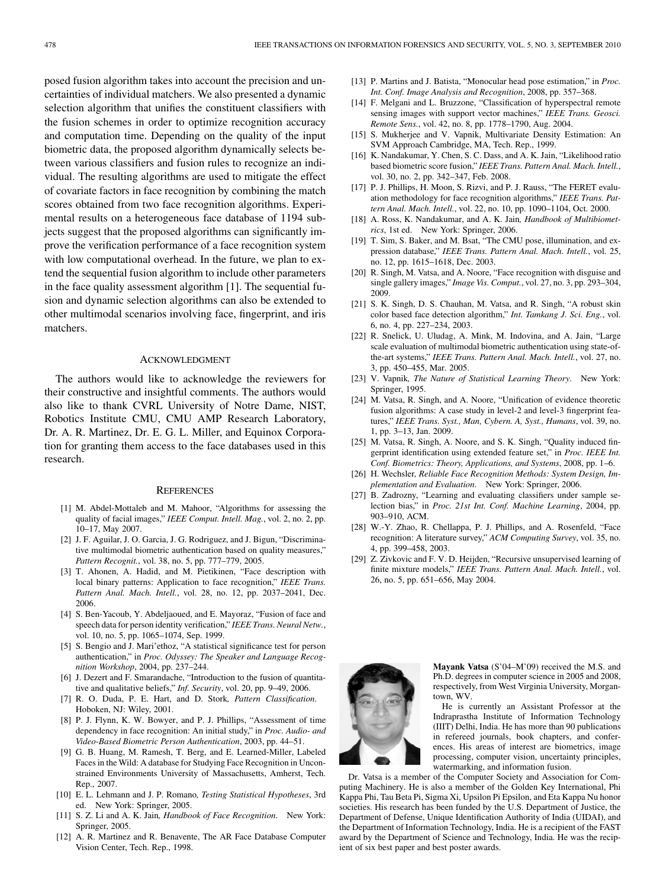posed fusion algorithm takes into account the precision and uncertainties of individual matchers. We also presented a dynamic selection algorithm that unifies the constituent classifiers with the fusion schemes in order to optimize recognition accuracy and computation time. Depending on the quality of the input biometric data, the proposed algorithm dynamically selects between various classifiers and fusion rules to recognize an individual. The resulting algorithms are used to mitigate the effect of covariate factors in face recognition by combining the match scores obtained from two face recognition algorithms. Experimental results on a heterogeneous face database of 1194 subjects suggest that the proposed algorithms can significantly improve the verification performance of a face recognition system with low computational overhead. In the future, we plan to extend the sequential fusion algorithm to include other parameters in the face quality assessment algorithm [1]. The sequential fusion and dynamic selection algorithms can also be extended to other multimodal scenarios involving face, fingerprint, and iris matchers.

## Acknowledgment

The authors would like to acknowledge the reviewers for their constructive and insightful comments. The authors would also like to thank CVRL University of Notre Dame, NIST, Robotics Institute CMU, CMU AMP Research Laboratory, Dr. A. R. Martinez, Dr. E. G. L. Miller, and Equinox Corporation for granting them access to the face databases used in this research.

## References

[1] M. Abdel-Mottaleb and M. Mahoor, "Algorithms for assessing the quality of facial images," *IEEE Comput. Intell. Mag.*, vol. 2, no. 2, pp. 10–17, May 2007.

[2] J. F. Aguilar, J. O. Garcia, J. G. Rodriguez, and J. Bigun, "Discriminative multimodal biometric authentication based on quality measures," *Pattern Recognit.*, vol. 38, no. 5, pp. 777–779, 2005.

[3] T. Ahonen, A. Hadid, and M. Pietikinen, "Face description with local binary patterns: Application to face recognition," *IEEE Trans. Pattern Anal. Mach. Intell.*, vol. 28, no. 12, pp. 2037–2041, Dec. 2006.

[4] S. Ben-Yacoub, Y. Abdeljaoued, and E. Mayoraz, "Fusion of face and speech data for person identity verification," *IEEE Trans. Neural Netw.*, vol. 10, no. 5, pp. 1065–1074, Sep. 1999.

[5] S. Bengio and J. Mari'ethoz, "A statistical significance test for person authentication," in *Proc. Odyssey: The Speaker and Language Recognition Workshop*, 2004, pp. 237–244.

[6] J. Dezert and F. Smarandache, "Introduction to the fusion of quantitative and qualitative beliefs," *Inf. Security*, vol. 20, pp. 9–49, 2006.

[7] R. O. Duda, P. E. Hart, and D. Stork, *Pattern Classification*. Hoboken, NJ: Wiley, 2001.

[8] P. J. Flynn, K. W. Bowyer, and P. J. Phillips, "Assessment of time dependency in face recognition: An initial study," in *Proc. Audio- and Video-Based Biometric Person Authentication*, 2003, pp. 44–51.

[9] G. B. Huang, M. Ramesh, T. Berg, and E. Learned-Miller, Labeled Faces in the Wild: A database for Studying Face Recognition in Unconstrained Environments University of Massachusetts, Amherst, Tech. Rep., 2007.

[10] E. L. Lehmann and J. P. Romano, *Testing Statistical Hypotheses*, 3rd ed. New York: Springer, 2005.

[11] S. Z. Li and A. K. Jain, *Handbook of Face Recognition*. New York: Springer, 2005.

[12] A. R. Martinez and R. Benavente, The AR Face Database Computer Vision Center, Tech. Rep., 1998.

[13] P. Martins and J. Batista, "Monocular head pose estimation," in *Proc. Int. Conf. Image Analysis and Recognition*, 2008, pp. 357–368.

[14] F. Melgani and L. Bruzzone, "Classification of hyperspectral remote sensing images with support vector machines," *IEEE Trans. Geosci. Remote Sens.*, vol. 42, no. 8, pp. 1778–1790, Aug. 2004.

[15] S. Mukherjee and V. Vapnik, Multivariate Density Estimation: An SVM Approach Cambridge, MA, Tech. Rep., 1999.

[16] K. Nandakumar, Y. Chen, S. C. Dass, and A. K. Jain, "Likelihood ratio based biometric score fusion," *IEEE Trans. Pattern Anal. Mach. Intell.*, vol. 30, no. 2, pp. 342–347, Feb. 2008.

[17] P. J. Phillips, H. Moon, S. Rizvi, and P. J. Rauss, "The FERET evaluation methodology for face recognition algorithms," *IEEE Trans. Pattern Anal. Mach. Intell.*, vol. 22, no. 10, pp. 1090–1104, Oct. 2000.

[18] A. Ross, K. Nandakumar, and A. K. Jain, *Handbook of Multibiometrics*, 1st ed. New York: Springer, 2006.

[19] T. Sim, S. Baker, and M. Bsat, "The CMU pose, illumination, and expression database," *IEEE Trans. Pattern Anal. Mach. Intell.*, vol. 25, no. 12, pp. 1615–1618, Dec. 2003.

[20] R. Singh, M. Vatsa, and A. Noore, "Face recognition with disguise and single gallery images," *Image Vis. Comput.*, vol. 27, no. 3, pp. 293–304, 2009.

[21] S. K. Singh, D. S. Chauhan, M. Vatsa, and R. Singh, "A robust skin color based face detection algorithm," *Int. Tamkang J. Sci. Eng.*, vol. 6, no. 4, pp. 227–234, 2003.

[22] R. Snelick, U. Uludag, A. Mink, M. Indovina, and A. Jain, "Large scale evaluation of multimodal biometric authentication using state-of-the-art systems," *IEEE Trans. Pattern Anal. Mach. Intell.*, vol. 27, no. 3, pp. 450–455, Mar. 2005.

[23] V. Vapnik, *The Nature of Statistical Learning Theory*. New York: Springer, 1995.

[24] M. Vatsa, R. Singh, and A. Noore, "Unification of evidence theoretic fusion algorithms: A case study in level-2 and level-3 fingerprint features," *IEEE Trans. Syst., Man, Cybern. A, Syst., Humans*, vol. 39, no. 1, pp. 3–13, Jan. 2009.

[25] M. Vatsa, R. Singh, A. Noore, and S. K. Singh, "Quality induced fingerprint identification using extended feature set," in *Proc. IEEE Int. Conf. Biometrics: Theory, Applications, and Systems*, 2008, pp. 1–6.

[26] H. Wechsler, *Reliable Face Recognition Methods: System Design, Implementation and Evaluation*. New York: Springer, 2006.

[27] B. Zadrozny, "Learning and evaluating classifiers under sample selection bias," in *Proc. 21st Int. Conf. Machine Learning*, 2004, pp. 903–910, ACM.

[28] W.-Y. Zhao, R. Chellappa, P. J. Phillips, and A. Rosenfeld, "Face recognition: A literature survey," *ACM Computing Survey*, vol. 35, no. 4, pp. 399–458, 2003.

[29] Z. Zivkovic and F. V. D. Heijden, "Recursive unsupervised learning of finite mixture models," *IEEE Trans. Pattern Anal. Mach. Intell.*, vol. 26, no. 5, pp. 651–656, May 2004.

**Mayank Vatsa** (S'04–M'09) received the M.S. and Ph.D. degrees in computer science in 2005 and 2008, respectively, from West Virginia University, Morgantown, WV.

He is currently an Assistant Professor at the Indraprastha Institute of Information Technology (IIIT) Delhi, India. He has more than 90 publications in refereed journals, book chapters, and conferences. His areas of interest are biometrics, image processing, computer vision, uncertainty principles, watermarking, and information fusion.

Dr. Vatsa is a member of the Computer Society and Association for Computing Machinery. He is also a member of the Golden Key International, Phi Kappa Phi, Tau Beta Pi, Sigma Xi, Upsilon Pi Epsilon, and Eta Kappa Nu honor societies. His research has been funded by the U.S. Department of Justice, the Department of Defense, Unique Identification Authority of India (UIDAI), and the Department of Information Technology, India. He is a recipient of the FAST award by the Department of Science and Technology, India. He was the recipient of six best paper and best poster awards.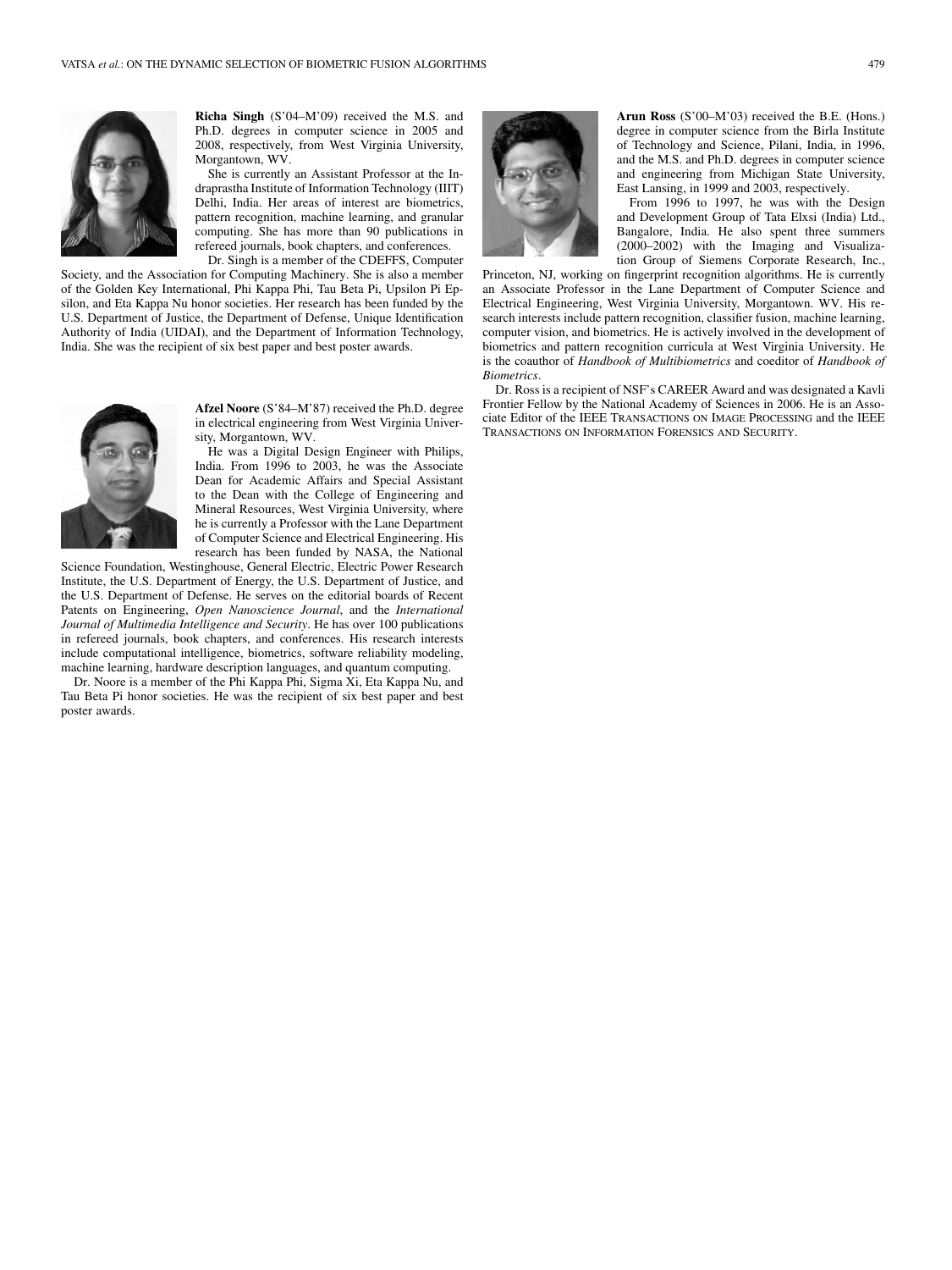**Richa Singh** (S'04–M'09) received the M.S. and Ph.D. degrees in computer science in 2005 and 2008, respectively, from West Virginia University, Morgantown, WV.

She is currently an Assistant Professor at the Indraprastha Institute of Information Technology (IIIT) Delhi, India. Her areas of interest are biometrics, pattern recognition, machine learning, and granular computing. She has more than 90 publications in refereed journals, book chapters, and conferences.

Dr. Singh is a member of the CDEFFS, Computer Society, and the Association for Computing Machinery. She is also a member of the Golden Key International, Phi Kappa Phi, Tau Beta Pi, Upsilon Pi Epsilon, and Eta Kappa Nu honor societies. Her research has been funded by the U.S. Department of Justice, the Department of Defense, Unique Identification Authority of India (UIDAI), and the Department of Information Technology, India. She was the recipient of six best paper and best poster awards.

**Afzel Noore** (S'84–M'87) received the Ph.D. degree in electrical engineering from West Virginia University, Morgantown, WV.

He was a Digital Design Engineer with Philips, India. From 1996 to 2003, he was the Associate Dean for Academic Affairs and Special Assistant to the Dean with the College of Engineering and Mineral Resources, West Virginia University, where he is currently a Professor with the Lane Department of Computer Science and Electrical Engineering. His research has been funded by NASA, the National Science Foundation, Westinghouse, General Electric, Electric Power Research Institute, the U.S. Department of Energy, the U.S. Department of Justice, and the U.S. Department of Defense. He serves on the editorial boards of Recent Patents on Engineering, *Open Nanoscience Journal*, and the *International Journal of Multimedia Intelligence and Security*. He has over 100 publications in refereed journals, book chapters, and conferences. His research interests include computational intelligence, biometrics, software reliability modeling, machine learning, hardware description languages, and quantum computing.

Dr. Noore is a member of the Phi Kappa Phi, Sigma Xi, Eta Kappa Nu, and Tau Beta Pi honor societies. He was the recipient of six best paper and best poster awards.

**Arun Ross** (S'00–M'03) received the B.E. (Hons.) degree in computer science from the Birla Institute of Technology and Science, Pilani, India, in 1996, and the M.S. and Ph.D. degrees in computer science and engineering from Michigan State University, East Lansing, in 1999 and 2003, respectively.

From 1996 to 1997, he was with the Design and Development Group of Tata Elxsi (India) Ltd., Bangalore, India. He also spent three summers (2000–2002) with the Imaging and Visualization Group of Siemens Corporate Research, Inc., Princeton, NJ, working on fingerprint recognition algorithms. He is currently an Associate Professor in the Lane Department of Computer Science and Electrical Engineering, West Virginia University, Morgantown. WV. His research interests include pattern recognition, classifier fusion, machine learning, computer vision, and biometrics. He is actively involved in the development of biometrics and pattern recognition curricula at West Virginia University. He is the coauthor of *Handbook of Multibiometrics* and coeditor of *Handbook of Biometrics*.

Dr. Ross is a recipient of NSF's CAREER Award and was designated a Kavli Frontier Fellow by the National Academy of Sciences in 2006. He is an Associate Editor of the IEEE TRANSACTIONS ON IMAGE PROCESSING and the IEEE TRANSACTIONS ON INFORMATION FORENSICS AND SECURITY.